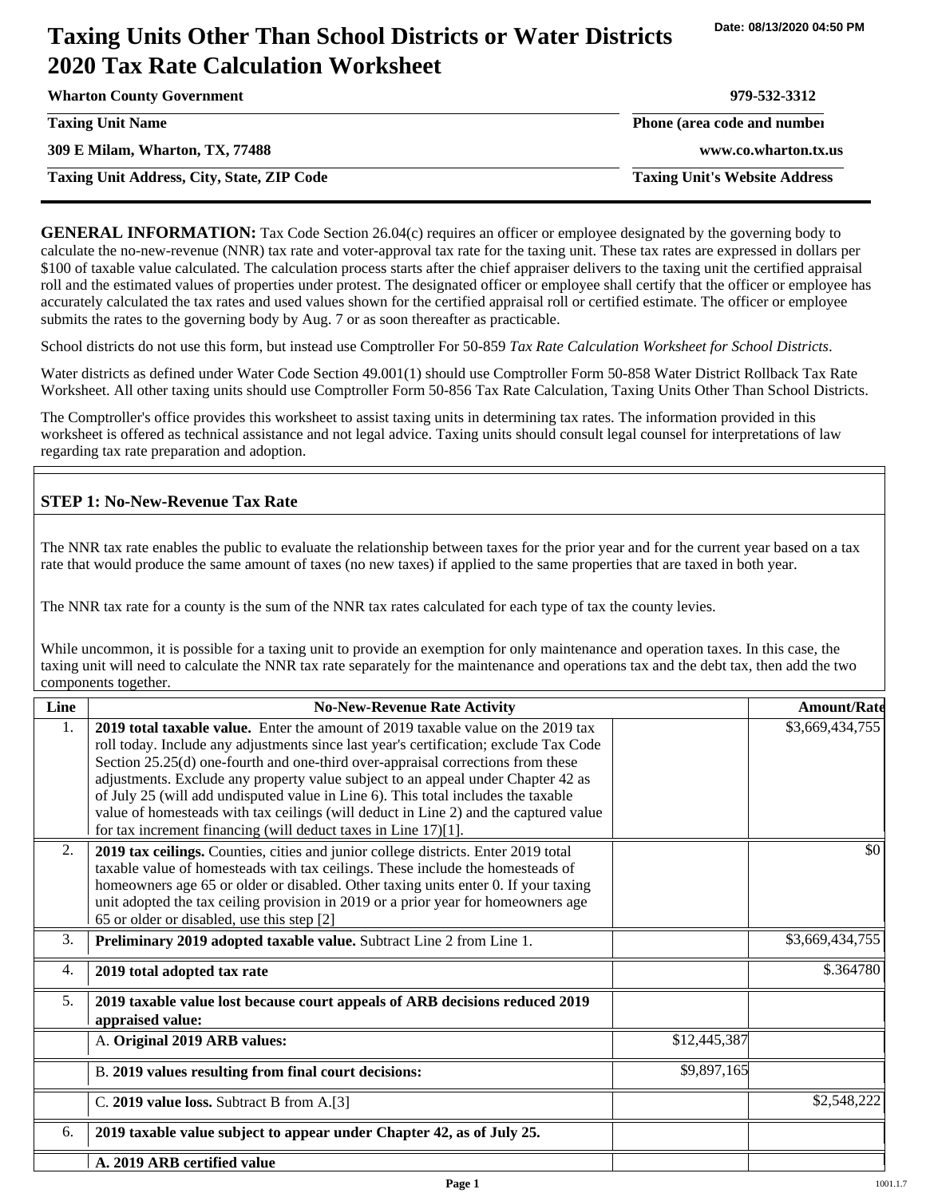# Taxing Units Other Than School Districts or Water Districts 2020 Tax Rate Calculation Worksheet

Date: 08/13/2020 04:50 PM

| | |
|---|---|
| **Wharton County Government** | **979-532-3312** |
| **Taxing Unit Name** | **Phone (area code and number)** |
| **309 E Milam, Wharton, TX, 77488** | **www.co.wharton.tx.us** |
| **Taxing Unit Address, City, State, ZIP Code** | **Taxing Unit's Website Address** |

**GENERAL INFORMATION:** Tax Code Section 26.04(c) requires an officer or employee designated by the governing body to calculate the no-new-revenue (NNR) tax rate and voter-approval tax rate for the taxing unit. These tax rates are expressed in dollars per $100 of taxable value calculated. The calculation process starts after the chief appraiser delivers to the taxing unit the certified appraisal roll and the estimated values of properties under protest. The designated officer or employee shall certify that the officer or employee has accurately calculated the tax rates and used values shown for the certified appraisal roll or certified estimate. The officer or employee submits the rates to the governing body by Aug. 7 or as soon thereafter as practicable.

School districts do not use this form, but instead use Comptroller For 50-859 *Tax Rate Calculation Worksheet for School Districts*.

Water districts as defined under Water Code Section 49.001(1) should use Comptroller Form 50-858 Water District Rollback Tax Rate Worksheet. All other taxing units should use Comptroller Form 50-856 Tax Rate Calculation, Taxing Units Other Than School Districts.

The Comptroller's office provides this worksheet to assist taxing units in determining tax rates. The information provided in this worksheet is offered as technical assistance and not legal advice. Taxing units should consult legal counsel for interpretations of law regarding tax rate preparation and adoption.

## STEP 1: No-New-Revenue Tax Rate

The NNR tax rate enables the public to evaluate the relationship between taxes for the prior year and for the current year based on a tax rate that would produce the same amount of taxes (no new taxes) if applied to the same properties that are taxed in both year.

The NNR tax rate for a county is the sum of the NNR tax rates calculated for each type of tax the county levies.

While uncommon, it is possible for a taxing unit to provide an exemption for only maintenance and operation taxes. In this case, the taxing unit will need to calculate the NNR tax rate separately for the maintenance and operations tax and the debt tax, then add the two components together.

| Line | No-New-Revenue Rate Activity | | Amount/Rate |
|---|---|---|---|
| 1. | **2019 total taxable value.** Enter the amount of 2019 taxable value on the 2019 tax roll today. Include any adjustments since last year's certification; exclude Tax Code Section 25.25(d) one-fourth and one-third over-appraisal corrections from these adjustments. Exclude any property value subject to an appeal under Chapter 42 as of July 25 (will add undisputed value in Line 6). This total includes the taxable value of homesteads with tax ceilings (will deduct in Line 2) and the captured value for tax increment financing (will deduct taxes in Line 17)[1]. | | $3,669,434,755 |
| 2. | **2019 tax ceilings.** Counties, cities and junior college districts. Enter 2019 total taxable value of homesteads with tax ceilings. These include the homesteads of homeowners age 65 or older or disabled. Other taxing units enter 0. If your taxing unit adopted the tax ceiling provision in 2019 or a prior year for homeowners age 65 or older or disabled, use this step [2] | | $0 |
| 3. | **Preliminary 2019 adopted taxable value.** Subtract Line 2 from Line 1. | | $3,669,434,755 |
| 4. | **2019 total adopted tax rate** | | $.364780 |
| 5. | **2019 taxable value lost because court appeals of ARB decisions reduced 2019 appraised value:** | | |
| | A. **Original 2019 ARB values:** | $12,445,387 | |
| | B. **2019 values resulting from final court decisions:** | $9,897,165 | |
| | C. **2019 value loss.** Subtract B from A.[3] | | $2,548,222 |
| 6. | **2019 taxable value subject to appear under Chapter 42, as of July 25.** | | |
| | **A. 2019 ARB certified value** | | |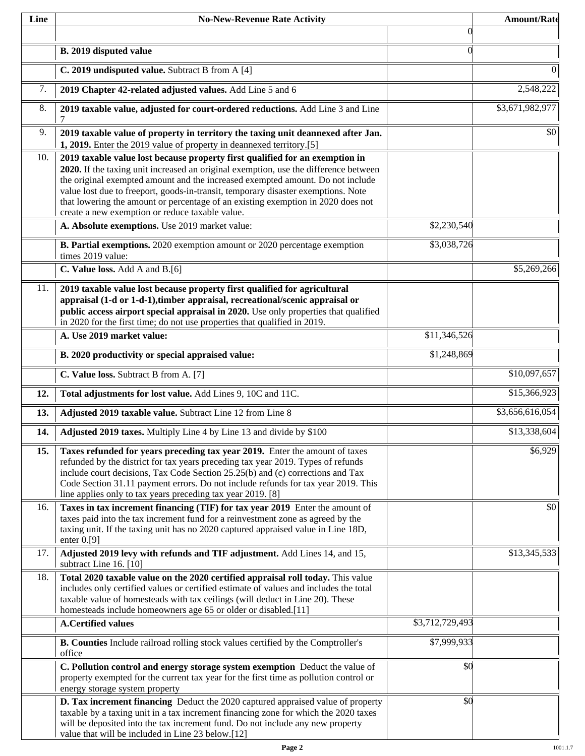| Line | No-New-Revenue Rate Activity | | Amount/Rate |
|---|---|---|---|
| | | 0 | |
| | **B. 2019 disputed value** | 0 | |
| | **C. 2019 undisputed value.** Subtract B from A [4] | | 0 |
| 7. | **2019 Chapter 42-related adjusted values.** Add Line 5 and 6 | | 2,548,222 |
| 8. | **2019 taxable value, adjusted for court-ordered reductions.** Add Line 3 and Line 7 | | $3,671,982,977 |
| 9. | **2019 taxable value of property in territory the taxing unit deannexed after Jan. 1, 2019.** Enter the 2019 value of property in deannexed territory.[5] | | $0 |
| 10. | **2019 taxable value lost because property first qualified for an exemption in 2020.** If the taxing unit increased an original exemption, use the difference between the original exempted amount and the increased exempted amount. Do not include value lost due to freeport, goods-in-transit, temporary disaster exemptions. Note that lowering the amount or percentage of an existing exemption in 2020 does not create a new exemption or reduce taxable value. | | |
| | **A. Absolute exemptions.** Use 2019 market value: | $2,230,540 | |
| | **B. Partial exemptions.** 2020 exemption amount or 2020 percentage exemption times 2019 value: | $3,038,726 | |
| | **C. Value loss.** Add A and B.[6] | | $5,269,266 |
| 11. | **2019 taxable value lost because property first qualified for agricultural appraisal (1-d or 1-d-1),timber appraisal, recreational/scenic appraisal or public access airport special appraisal in 2020.** Use only properties that qualified in 2020 for the first time; do not use properties that qualified in 2019. | | |
| | **A. Use 2019 market value:** | $11,346,526 | |
| | **B. 2020 productivity or special appraised value:** | $1,248,869 | |
| | **C. Value loss.** Subtract B from A. [7] | | $10,097,657 |
| **12.** | **Total adjustments for lost value.** Add Lines 9, 10C and 11C. | | $15,366,923 |
| **13.** | **Adjusted 2019 taxable value.** Subtract Line 12 from Line 8 | | $3,656,616,054 |
| **14.** | **Adjusted 2019 taxes.** Multiply Line 4 by Line 13 and divide by $100 | | $13,338,604 |
| **15.** | **Taxes refunded for years preceding tax year 2019.** Enter the amount of taxes refunded by the district for tax years preceding tax year 2019. Types of refunds include court decisions, Tax Code Section 25.25(b) and (c) corrections and Tax Code Section 31.11 payment errors. Do not include refunds for tax year 2019. This line applies only to tax years preceding tax year 2019. [8] | | $6,929 |
| 16. | **Taxes in tax increment financing (TIF) for tax year 2019** Enter the amount of taxes paid into the tax increment fund for a reinvestment zone as agreed by the taxing unit. If the taxing unit has no 2020 captured appraised value in Line 18D, enter 0.[9] | | $0 |
| 17. | **Adjusted 2019 levy with refunds and TIF adjustment.** Add Lines 14, and 15, subtract Line 16. [10] | | $13,345,533 |
| 18. | **Total 2020 taxable value on the 2020 certified appraisal roll today.** This value includes only certified values or certified estimate of values and includes the total taxable value of homesteads with tax ceilings (will deduct in Line 20). These homesteads include homeowners age 65 or older or disabled.[11] | | |
| | **A.Certified values** | $3,712,729,493 | |
| | **B. Counties** Include railroad rolling stock values certified by the Comptroller's office | $7,999,933 | |
| | **C. Pollution control and energy storage system exemption** Deduct the value of property exempted for the current tax year for the first time as pollution control or energy storage system property | $0 | |
| | **D. Tax increment financing** Deduct the 2020 captured appraised value of property taxable by a taxing unit in a tax increment financing zone for which the 2020 taxes will be deposited into the tax increment fund. Do not include any new property value that will be included in Line 23 below.[12] | $0 | |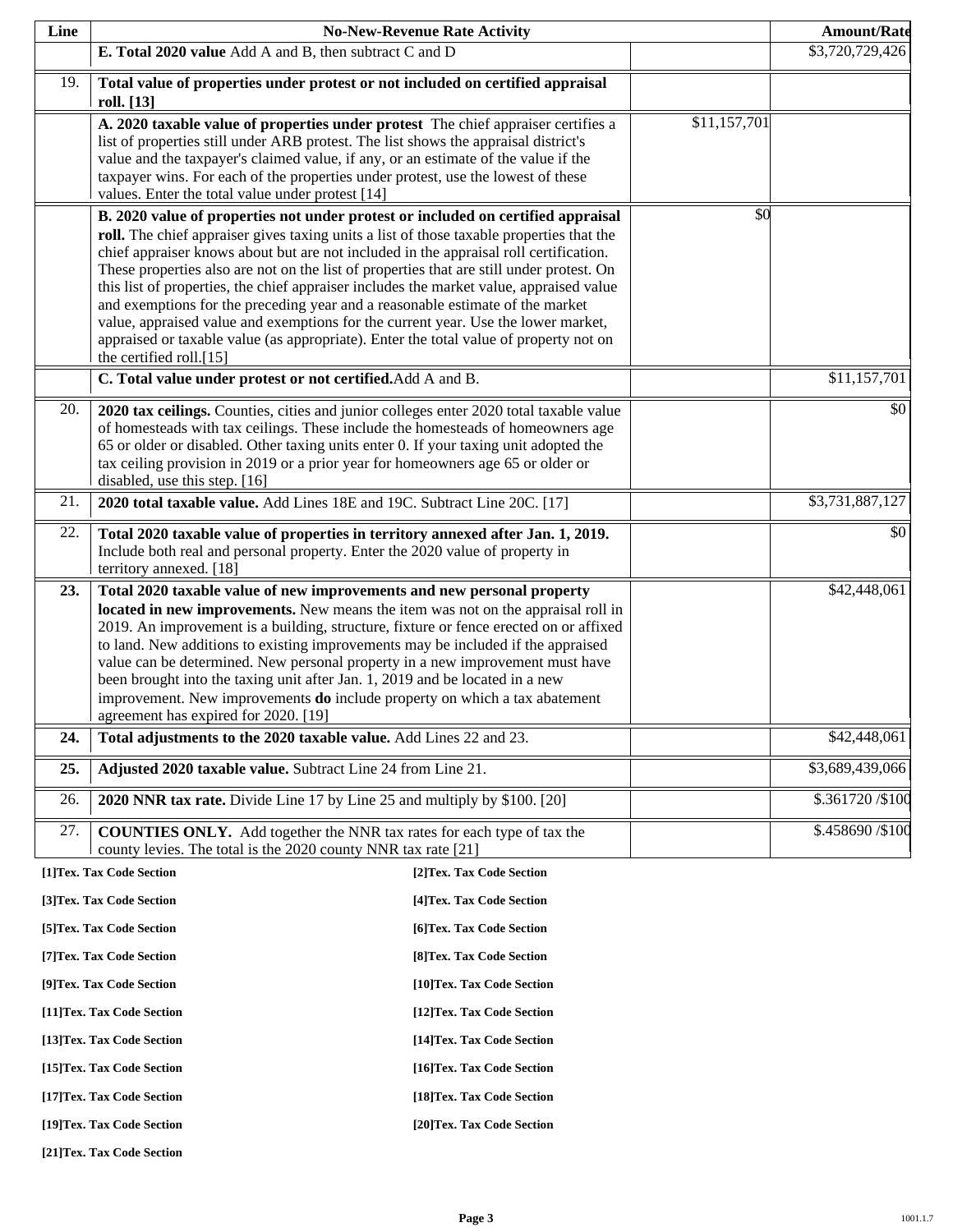| Line | No-New-Revenue Rate Activity | | Amount/Rate |
|---|---|---|---|
| | **E. Total 2020 value** Add A and B, then subtract C and D | | $3,720,729,426 |
| 19. | **Total value of properties under protest or not included on certified appraisal roll. [13]** | | |
| | **A. 2020 taxable value of properties under protest** The chief appraiser certifies a list of properties still under ARB protest. The list shows the appraisal district's value and the taxpayer's claimed value, if any, or an estimate of the value if the taxpayer wins. For each of the properties under protest, use the lowest of these values. Enter the total value under protest [14] | $11,157,701 | |
| | **B. 2020 value of properties not under protest or included on certified appraisal roll.** The chief appraiser gives taxing units a list of those taxable properties that the chief appraiser knows about but are not included in the appraisal roll certification. These properties also are not on the list of properties that are still under protest. On this list of properties, the chief appraiser includes the market value, appraised value and exemptions for the preceding year and a reasonable estimate of the market value, appraised value and exemptions for the current year. Use the lower market, appraised or taxable value (as appropriate). Enter the total value of property not on the certified roll.[15] | $0 | |
| | **C. Total value under protest or not certified.** Add A and B. | | $11,157,701 |
| 20. | **2020 tax ceilings.** Counties, cities and junior colleges enter 2020 total taxable value of homesteads with tax ceilings. These include the homesteads of homeowners age 65 or older or disabled. Other taxing units enter 0. If your taxing unit adopted the tax ceiling provision in 2019 or a prior year for homeowners age 65 or older or disabled, use this step. [16] | | $0 |
| 21. | **2020 total taxable value.** Add Lines 18E and 19C. Subtract Line 20C. [17] | | $3,731,887,127 |
| 22. | **Total 2020 taxable value of properties in territory annexed after Jan. 1, 2019.** Include both real and personal property. Enter the 2020 value of property in territory annexed. [18] | | $0 |
| **23.** | **Total 2020 taxable value of new improvements and new personal property located in new improvements.** New means the item was not on the appraisal roll in 2019. An improvement is a building, structure, fixture or fence erected on or affixed to land. New additions to existing improvements may be included if the appraised value can be determined. New personal property in a new improvement must have been brought into the taxing unit after Jan. 1, 2019 and be located in a new improvement. New improvements **do** include property on which a tax abatement agreement has expired for 2020. [19] | | $42,448,061 |
| **24.** | **Total adjustments to the 2020 taxable value.** Add Lines 22 and 23. | | $42,448,061 |
| **25.** | **Adjusted 2020 taxable value.** Subtract Line 24 from Line 21. | | $3,689,439,066 |
| 26. | **2020 NNR tax rate.** Divide Line 17 by Line 25 and multiply by $100. [20] | | $.361720 /$100 |
| 27. | **COUNTIES ONLY.** Add together the NNR tax rates for each type of tax the county levies. The total is the 2020 county NNR tax rate [21] | | $.458690 /$100 |

**[1]Tex. Tax Code Section**
**[2]Tex. Tax Code Section**
**[3]Tex. Tax Code Section**
**[4]Tex. Tax Code Section**
**[5]Tex. Tax Code Section**
**[6]Tex. Tax Code Section**
**[7]Tex. Tax Code Section**
**[8]Tex. Tax Code Section**
**[9]Tex. Tax Code Section**
**[10]Tex. Tax Code Section**
**[11]Tex. Tax Code Section**
**[12]Tex. Tax Code Section**
**[13]Tex. Tax Code Section**
**[14]Tex. Tax Code Section**
**[15]Tex. Tax Code Section**
**[16]Tex. Tax Code Section**
**[17]Tex. Tax Code Section**
**[18]Tex. Tax Code Section**
**[19]Tex. Tax Code Section**
**[20]Tex. Tax Code Section**
**[21]Tex. Tax Code Section**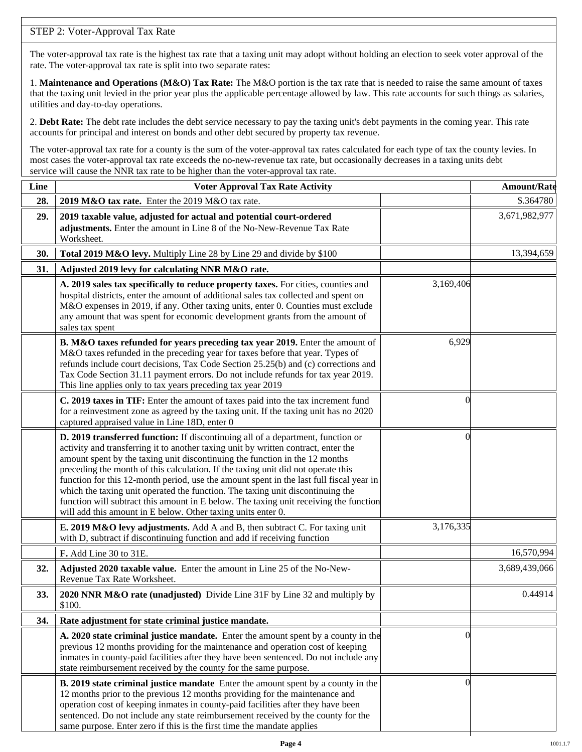STEP 2: Voter-Approval Tax Rate

The voter-approval tax rate is the highest tax rate that a taxing unit may adopt without holding an election to seek voter approval of the rate. The voter-approval tax rate is split into two separate rates:

1. **Maintenance and Operations (M&O) Tax Rate:** The M&O portion is the tax rate that is needed to raise the same amount of taxes that the taxing unit levied in the prior year plus the applicable percentage allowed by law. This rate accounts for such things as salaries, utilities and day-to-day operations.

2. **Debt Rate:** The debt rate includes the debt service necessary to pay the taxing unit's debt payments in the coming year. This rate accounts for principal and interest on bonds and other debt secured by property tax revenue.

The voter-approval tax rate for a county is the sum of the voter-approval tax rates calculated for each type of tax the county levies. In most cases the voter-approval tax rate exceeds the no-new-revenue tax rate, but occasionally decreases in a taxing units debt service will cause the NNR tax rate to be higher than the voter-approval tax rate.

| Line | Voter Approval Tax Rate Activity | | Amount/Rate |
|---|---|---|---|
| 28. | **2019 M&O tax rate.** Enter the 2019 M&O tax rate. | | $.364780 |
| 29. | **2019 taxable value, adjusted for actual and potential court-ordered adjustments.** Enter the amount in Line 8 of the No-New-Revenue Tax Rate Worksheet. | | 3,671,982,977 |
| 30. | **Total 2019 M&O levy.** Multiply Line 28 by Line 29 and divide by $100 | | 13,394,659 |
| 31. | **Adjusted 2019 levy for calculating NNR M&O rate.** | | |
| | **A. 2019 sales tax specifically to reduce property taxes.** For cities, counties and hospital districts, enter the amount of additional sales tax collected and spent on M&O expenses in 2019, if any. Other taxing units, enter 0. Counties must exclude any amount that was spent for economic development grants from the amount of sales tax spent | 3,169,406 | |
| | **B. M&O taxes refunded for years preceding tax year 2019.** Enter the amount of M&O taxes refunded in the preceding year for taxes before that year. Types of refunds include court decisions, Tax Code Section 25.25(b) and (c) corrections and Tax Code Section 31.11 payment errors. Do not include refunds for tax year 2019. This line applies only to tax years preceding tax year 2019 | 6,929 | |
| | **C. 2019 taxes in TIF:** Enter the amount of taxes paid into the tax increment fund for a reinvestment zone as agreed by the taxing unit. If the taxing unit has no 2020 captured appraised value in Line 18D, enter 0 | 0 | |
| | **D. 2019 transferred function:** If discontinuing all of a department, function or activity and transferring it to another taxing unit by written contract, enter the amount spent by the taxing unit discontinuing the function in the 12 months preceding the month of this calculation. If the taxing unit did not operate this function for this 12-month period, use the amount spent in the last full fiscal year in which the taxing unit operated the function. The taxing unit discontinuing the function will subtract this amount in E below. The taxing unit receiving the function will add this amount in E below. Other taxing units enter 0. | 0 | |
| | **E. 2019 M&O levy adjustments.** Add A and B, then subtract C. For taxing unit with D, subtract if discontinuing function and add if receiving function | 3,176,335 | |
| | **F.** Add Line 30 to 31E. | | 16,570,994 |
| 32. | **Adjusted 2020 taxable value.** Enter the amount in Line 25 of the No-New-Revenue Tax Rate Worksheet. | | 3,689,439,066 |
| 33. | **2020 NNR M&O rate (unadjusted)** Divide Line 31F by Line 32 and multiply by $100. | | 0.44914 |
| 34. | **Rate adjustment for state criminal justice mandate.** | | |
| | **A. 2020 state criminal justice mandate.** Enter the amount spent by a county in the previous 12 months providing for the maintenance and operation cost of keeping inmates in county-paid facilities after they have been sentenced. Do not include any state reimbursement received by the county for the same purpose. | 0 | |
| | **B. 2019 state criminal justice mandate** Enter the amount spent by a county in the 12 months prior to the previous 12 months providing for the maintenance and operation cost of keeping inmates in county-paid facilities after they have been sentenced. Do not include any state reimbursement received by the county for the same purpose. Enter zero if this is the first time the mandate applies | 0 | |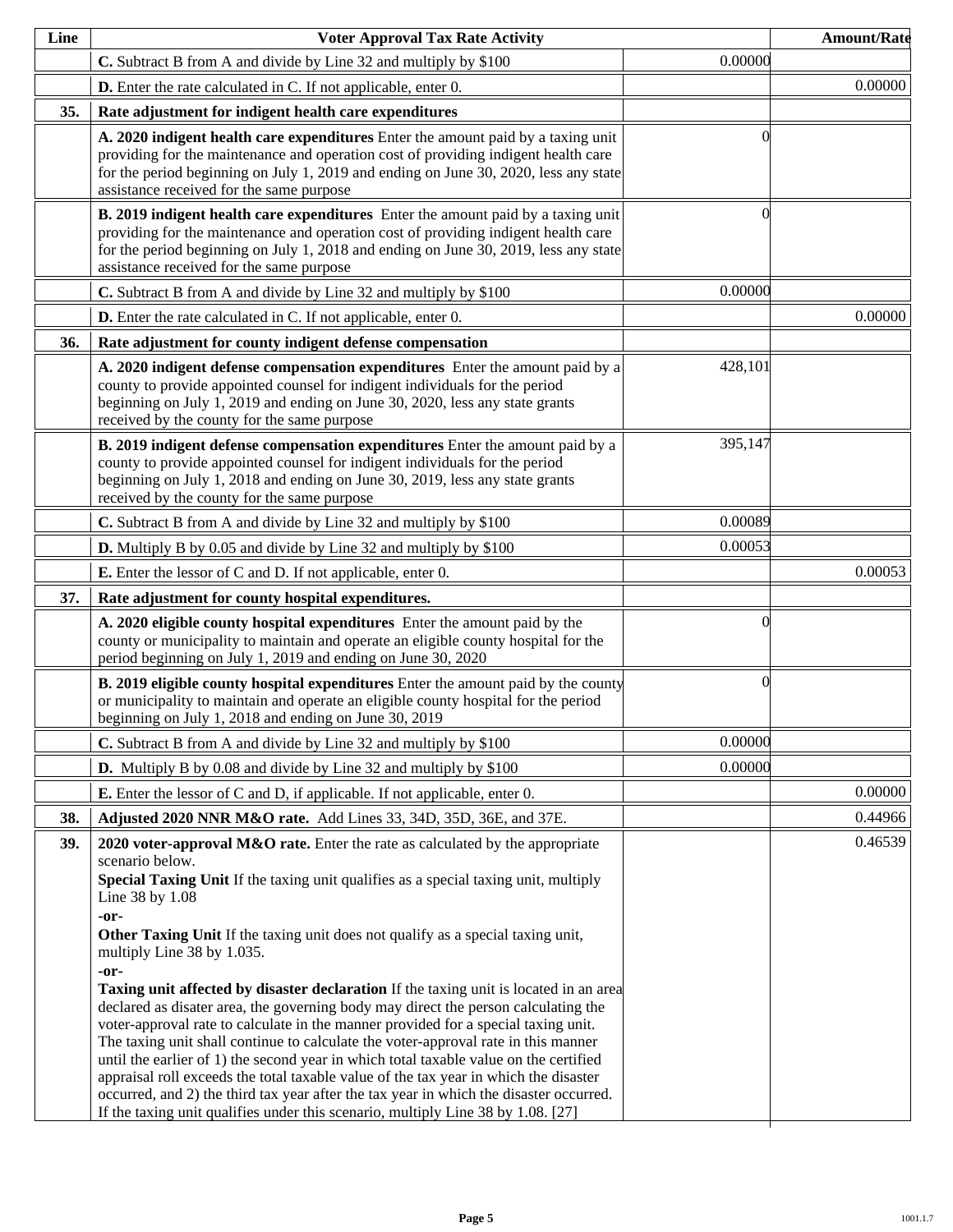| Line | Voter Approval Tax Rate Activity | | Amount/Rate |
|---|---|---|---|
| | **C.** Subtract B from A and divide by Line 32 and multiply by $100 | 0.00000 | |
| | **D.** Enter the rate calculated in C. If not applicable, enter 0. | | 0.00000 |
| **35.** | **Rate adjustment for indigent health care expenditures** | | |
| | **A. 2020 indigent health care expenditures** Enter the amount paid by a taxing unit providing for the maintenance and operation cost of providing indigent health care for the period beginning on July 1, 2019 and ending on June 30, 2020, less any state assistance received for the same purpose | 0 | |
| | **B. 2019 indigent health care expenditures** Enter the amount paid by a taxing unit providing for the maintenance and operation cost of providing indigent health care for the period beginning on July 1, 2018 and ending on June 30, 2019, less any state assistance received for the same purpose | 0 | |
| | **C.** Subtract B from A and divide by Line 32 and multiply by $100 | 0.00000 | |
| | **D.** Enter the rate calculated in C. If not applicable, enter 0. | | 0.00000 |
| **36.** | **Rate adjustment for county indigent defense compensation** | | |
| | **A. 2020 indigent defense compensation expenditures** Enter the amount paid by a county to provide appointed counsel for indigent individuals for the period beginning on July 1, 2019 and ending on June 30, 2020, less any state grants received by the county for the same purpose | 428,101 | |
| | **B. 2019 indigent defense compensation expenditures** Enter the amount paid by a county to provide appointed counsel for indigent individuals for the period beginning on July 1, 2018 and ending on June 30, 2019, less any state grants received by the county for the same purpose | 395,147 | |
| | **C.** Subtract B from A and divide by Line 32 and multiply by $100 | 0.00089 | |
| | **D.** Multiply B by 0.05 and divide by Line 32 and multiply by $100 | 0.00053 | |
| | **E.** Enter the lessor of C and D. If not applicable, enter 0. | | 0.00053 |
| **37.** | **Rate adjustment for county hospital expenditures.** | | |
| | **A. 2020 eligible county hospital expenditures** Enter the amount paid by the county or municipality to maintain and operate an eligible county hospital for the period beginning on July 1, 2019 and ending on June 30, 2020 | 0 | |
| | **B. 2019 eligible county hospital expenditures** Enter the amount paid by the county or municipality to maintain and operate an eligible county hospital for the period beginning on July 1, 2018 and ending on June 30, 2019 | 0 | |
| | **C.** Subtract B from A and divide by Line 32 and multiply by $100 | 0.00000 | |
| | **D.** Multiply B by 0.08 and divide by Line 32 and multiply by $100 | 0.00000 | |
| | **E.** Enter the lessor of C and D, if applicable. If not applicable, enter 0. | | 0.00000 |
| **38.** | **Adjusted 2020 NNR M&O rate.** Add Lines 33, 34D, 35D, 36E, and 37E. | | 0.44966 |
| **39.** | **2020 voter-approval M&O rate.** Enter the rate as calculated by the appropriate scenario below.<br>**Special Taxing Unit** If the taxing unit qualifies as a special taxing unit, multiply Line 38 by 1.08<br>**-or-**<br>**Other Taxing Unit** If the taxing unit does not qualify as a special taxing unit, multiply Line 38 by 1.035.<br>**-or-**<br>**Taxing unit affected by disaster declaration** If the taxing unit is located in an area declared as disater area, the governing body may direct the person calculating the voter-approval rate to calculate in the manner provided for a special taxing unit. The taxing unit shall continue to calculate the voter-approval rate in this manner until the earlier of 1) the second year in which total taxable value on the certified appraisal roll exceeds the total taxable value of the tax year in which the disaster occurred, and 2) the third tax year after the tax year in which the disaster occurred. If the taxing unit qualifies under this scenario, multiply Line 38 by 1.08. [27] | | 0.46539 |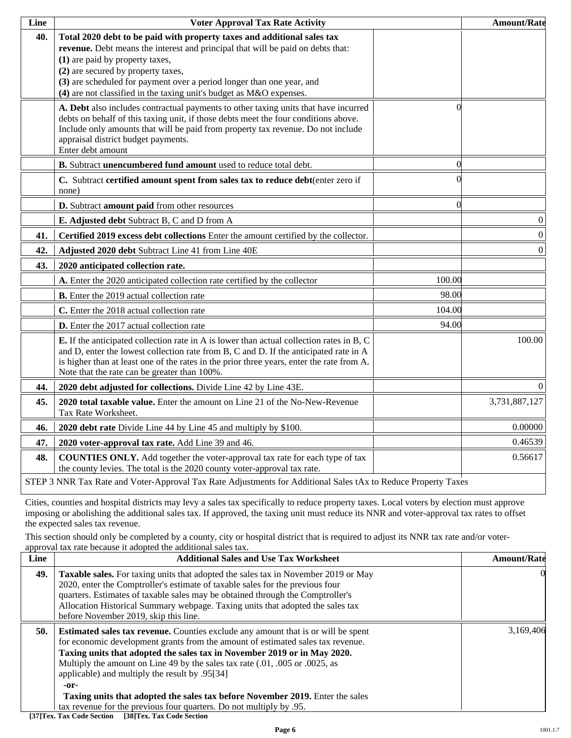| Line | Voter Approval Tax Rate Activity | | Amount/Rate |
|---|---|---|---|
| 40. | **Total 2020 debt to be paid with property taxes and additional sales tax revenue.** Debt means the interest and principal that will be paid on debts that: **(1)** are paid by property taxes, **(2)** are secured by property taxes, **(3)** are scheduled for payment over a period longer than one year, and **(4)** are not classified in the taxing unit's budget as M&O expenses. | | |
| | **A. Debt** also includes contractual payments to other taxing units that have incurred debts on behalf of this taxing unit, if those debts meet the four conditions above. Include only amounts that will be paid from property tax revenue. Do not include appraisal district budget payments. Enter debt amount | 0 | |
| | **B.** Subtract **unencumbered fund amount** used to reduce total debt. | 0 | |
| | **C.** Subtract **certified amount spent from sales tax to reduce debt**(enter zero if none) | 0 | |
| | **D.** Subtract **amount paid** from other resources | 0 | |
| | **E. Adjusted debt** Subtract B, C and D from A | | 0 |
| 41. | **Certified 2019 excess debt collections** Enter the amount certified by the collector. | | 0 |
| 42. | **Adjusted 2020 debt** Subtract Line 41 from Line 40E | | 0 |
| 43. | **2020 anticipated collection rate.** | | |
| | **A.** Enter the 2020 anticipated collection rate certified by the collector | 100.00 | |
| | **B.** Enter the 2019 actual collection rate | 98.00 | |
| | **C.** Enter the 2018 actual collection rate | 104.00 | |
| | **D.** Enter the 2017 actual collection rate | 94.00 | |
| | **E.** If the anticipated collection rate in A is lower than actual collection rates in B, C and D, enter the lowest collection rate from B, C and D. If the anticipated rate in A is higher than at least one of the rates in the prior three years, enter the rate from A. Note that the rate can be greater than 100%. | | 100.00 |
| 44. | **2020 debt adjusted for collections.** Divide Line 42 by Line 43E. | | 0 |
| 45. | **2020 total taxable value.** Enter the amount on Line 21 of the No-New-Revenue Tax Rate Worksheet. | | 3,731,887,127 |
| 46. | **2020 debt rate** Divide Line 44 by Line 45 and multiply by $100. | | 0.00000 |
| 47. | **2020 voter-approval tax rate.** Add Line 39 and 46. | | 0.46539 |
| 48. | **COUNTIES ONLY.** Add together the voter-approval tax rate for each type of tax the county levies. The total is the 2020 county voter-approval tax rate. | | 0.56617 |

STEP 3 NNR Tax Rate and Voter-Approval Tax Rate Adjustments for Additional Sales tAx to Reduce Property Taxes

Cities, counties and hospital districts may levy a sales tax specifically to reduce property taxes. Local voters by election must approve imposing or abolishing the additional sales tax. If approved, the taxing unit must reduce its NNR and voter-approval tax rates to offset the expected sales tax revenue.

This section should only be completed by a county, city or hospital district that is required to adjust its NNR tax rate and/or voter-approval tax rate because it adopted the additional sales tax.

| Line | Additional Sales and Use Tax Worksheet | Amount/Rate |
|---|---|---|
| 49. | **Taxable sales.** For taxing units that adopted the sales tax in November 2019 or May 2020, enter the Comptroller's estimate of taxable sales for the previous four quarters. Estimates of taxable sales may be obtained through the Comptroller's Allocation Historical Summary webpage. Taxing units that adopted the sales tax before November 2019, skip this line. | 0 |
| 50. | **Estimated sales tax revenue.** Counties exclude any amount that is or will be spent for economic development grants from the amount of estimated sales tax revenue. **Taxing units that adopted the sales tax in November 2019 or in May 2020.** Multiply the amount on Line 49 by the sales tax rate (.01, .005 or .0025, as applicable) and multiply the result by .95[34] **-or-** **Taxing units that adopted the sales tax before November 2019.** Enter the sales tax revenue for the previous four quarters. Do not multiply by .95. | 3,169,406 |

[37]Tex. Tax Code Section [38]Tex. Tax Code Section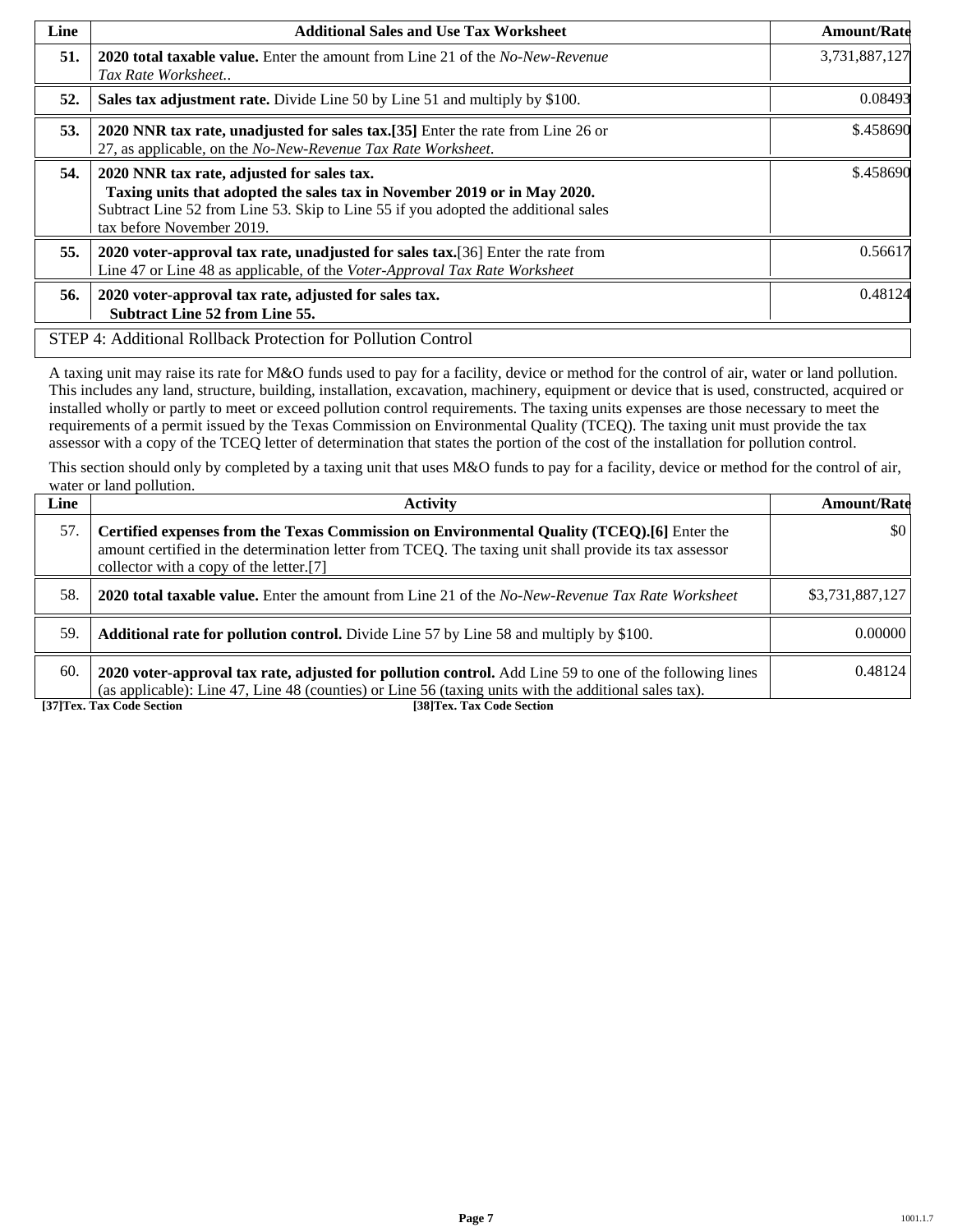| Line | Additional Sales and Use Tax Worksheet | Amount/Rate |
|---|---|---|
| **51.** | **2020 total taxable value.** Enter the amount from Line 21 of the *No-New-Revenue Tax Rate Worksheet.*. | 3,731,887,127 |
| **52.** | **Sales tax adjustment rate.** Divide Line 50 by Line 51 and multiply by $100. | 0.08493 |
| **53.** | **2020 NNR tax rate, unadjusted for sales tax.[35]** Enter the rate from Line 26 or 27, as applicable, on the *No-New-Revenue Tax Rate Worksheet.* | $.458690 |
| **54.** | **2020 NNR tax rate, adjusted for sales tax.** **Taxing units that adopted the sales tax in November 2019 or in May 2020.** Subtract Line 52 from Line 53. Skip to Line 55 if you adopted the additional sales tax before November 2019. | $.458690 |
| **55.** | **2020 voter-approval tax rate, unadjusted for sales tax.**[36] Enter the rate from Line 47 or Line 48 as applicable, of the *Voter-Approval Tax Rate Worksheet* | 0.56617 |
| **56.** | **2020 voter-approval tax rate, adjusted for sales tax.** **Subtract Line 52 from Line 55.** | 0.48124 |

STEP 4: Additional Rollback Protection for Pollution Control

A taxing unit may raise its rate for M&O funds used to pay for a facility, device or method for the control of air, water or land pollution. This includes any land, structure, building, installation, excavation, machinery, equipment or device that is used, constructed, acquired or installed wholly or partly to meet or exceed pollution control requirements. The taxing units expenses are those necessary to meet the requirements of a permit issued by the Texas Commission on Environmental Quality (TCEQ). The taxing unit must provide the tax assessor with a copy of the TCEQ letter of determination that states the portion of the cost of the installation for pollution control.

This section should only by completed by a taxing unit that uses M&O funds to pay for a facility, device or method for the control of air, water or land pollution.

| Line | Activity | Amount/Rate |
|---|---|---|
| 57. | **Certified expenses from the Texas Commission on Environmental Quality (TCEQ).[6]** Enter the amount certified in the determination letter from TCEQ. The taxing unit shall provide its tax assessor collector with a copy of the letter.[7] | $0 |
| 58. | **2020 total taxable value.** Enter the amount from Line 21 of the *No-New-Revenue Tax Rate Worksheet* | $3,731,887,127 |
| 59. | **Additional rate for pollution control.** Divide Line 57 by Line 58 and multiply by $100. | 0.00000 |
| 60. | **2020 voter-approval tax rate, adjusted for pollution control.** Add Line 59 to one of the following lines (as applicable): Line 47, Line 48 (counties) or Line 56 (taxing units with the additional sales tax). | 0.48124 |

**[37]Tex. Tax Code Section** **[38]Tex. Tax Code Section**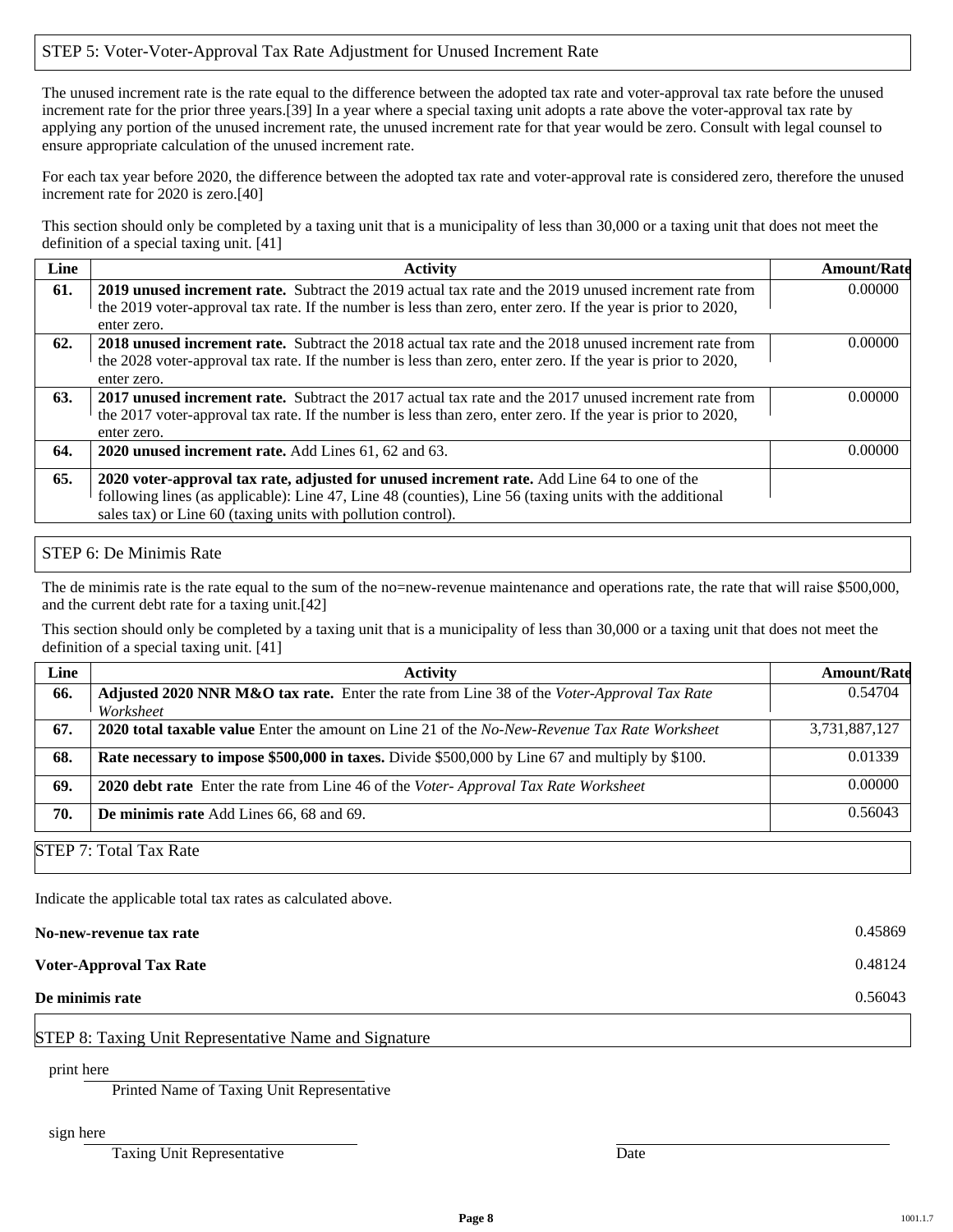## STEP 5: Voter-Voter-Approval Tax Rate Adjustment for Unused Increment Rate

The unused increment rate is the rate equal to the difference between the adopted tax rate and voter-approval tax rate before the unused increment rate for the prior three years.[39] In a year where a special taxing unit adopts a rate above the voter-approval tax rate by applying any portion of the unused increment rate, the unused increment rate for that year would be zero. Consult with legal counsel to ensure appropriate calculation of the unused increment rate.

For each tax year before 2020, the difference between the adopted tax rate and voter-approval rate is considered zero, therefore the unused increment rate for 2020 is zero.[40]

This section should only be completed by a taxing unit that is a municipality of less than 30,000 or a taxing unit that does not meet the definition of a special taxing unit. [41]

| Line | Activity | Amount/Rate |
|---|---|---|
| **61.** | **2019 unused increment rate.** Subtract the 2019 actual tax rate and the 2019 unused increment rate from the 2019 voter-approval tax rate. If the number is less than zero, enter zero. If the year is prior to 2020, enter zero. | 0.00000 |
| **62.** | **2018 unused increment rate.** Subtract the 2018 actual tax rate and the 2018 unused increment rate from the 2028 voter-approval tax rate. If the number is less than zero, enter zero. If the year is prior to 2020, enter zero. | 0.00000 |
| **63.** | **2017 unused increment rate.** Subtract the 2017 actual tax rate and the 2017 unused increment rate from the 2017 voter-approval tax rate. If the number is less than zero, enter zero. If the year is prior to 2020, enter zero. | 0.00000 |
| **64.** | **2020 unused increment rate.** Add Lines 61, 62 and 63. | 0.00000 |
| **65.** | **2020 voter-approval tax rate, adjusted for unused increment rate.** Add Line 64 to one of the following lines (as applicable): Line 47, Line 48 (counties), Line 56 (taxing units with the additional sales tax) or Line 60 (taxing units with pollution control). | |

## STEP 6: De Minimis Rate

The de minimis rate is the rate equal to the sum of the no=new-revenue maintenance and operations rate, the rate that will raise $500,000, and the current debt rate for a taxing unit.[42]

This section should only be completed by a taxing unit that is a municipality of less than 30,000 or a taxing unit that does not meet the definition of a special taxing unit. [41]

| Line | Activity | Amount/Rate |
|---|---|---|
| **66.** | **Adjusted 2020 NNR M&O tax rate.** Enter the rate from Line 38 of the *Voter-Approval Tax Rate Worksheet* | 0.54704 |
| **67.** | **2020 total taxable value** Enter the amount on Line 21 of the *No-New-Revenue Tax Rate Worksheet* | 3,731,887,127 |
| **68.** | **Rate necessary to impose $500,000 in taxes.** Divide $500,000 by Line 67 and multiply by $100. | 0.01339 |
| **69.** | **2020 debt rate** Enter the rate from Line 46 of the *Voter- Approval Tax Rate Worksheet* | 0.00000 |
| **70.** | **De minimis rate** Add Lines 66, 68 and 69. | 0.56043 |

## STEP 7: Total Tax Rate

Indicate the applicable total tax rates as calculated above.

**No-new-revenue tax rate** 0.45869

**Voter-Approval Tax Rate** 0.48124

**De minimis rate** 0.56043

## STEP 8: Taxing Unit Representative Name and Signature

print here

Printed Name of Taxing Unit Representative

sign here

Taxing Unit Representative

Date